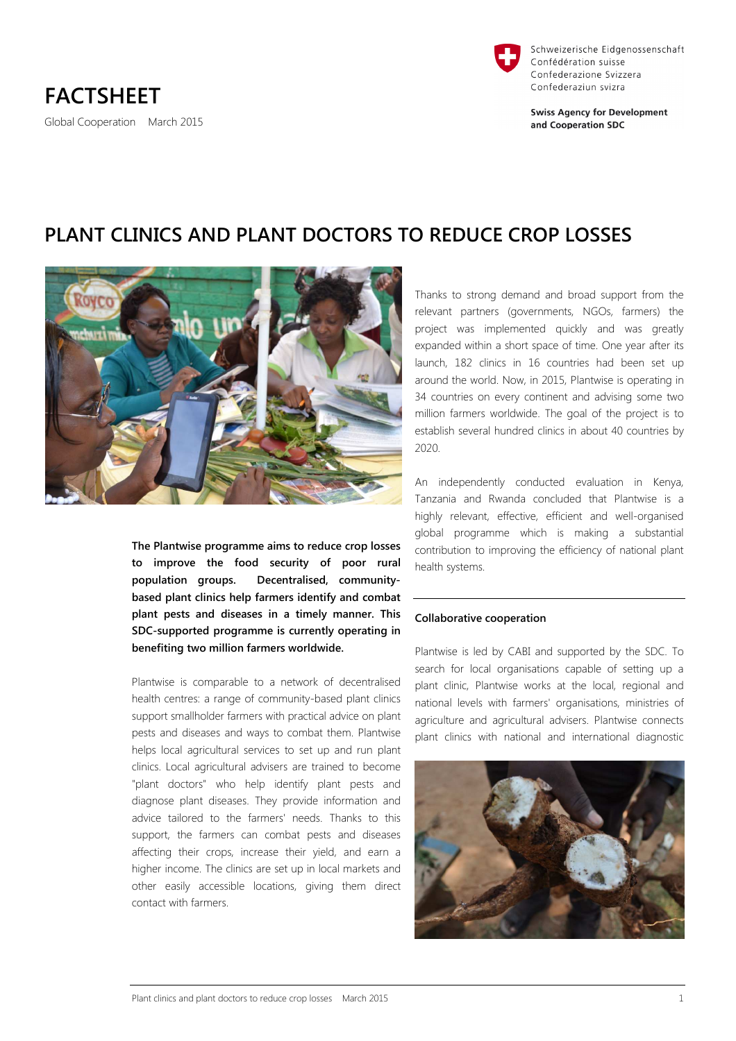# FACTSHEET

Global Cooperation March 2015

Schweizerische Eidgenossenschaft
Confédération suisse
Confederazione Svizzera
Confederaziun svizra

**Swiss Agency for Development and Cooperation SDC**

## PLANT CLINICS AND PLANT DOCTORS TO REDUCE CROP LOSSES

**The Plantwise programme aims to reduce crop losses to improve the food security of poor rural population groups. Decentralised, community-based plant clinics help farmers identify and combat plant pests and diseases in a timely manner. This SDC-supported programme is currently operating in benefiting two million farmers worldwide.**

Plantwise is comparable to a network of decentralised health centres: a range of community-based plant clinics support smallholder farmers with practical advice on plant pests and diseases and ways to combat them. Plantwise helps local agricultural services to set up and run plant clinics. Local agricultural advisers are trained to become "plant doctors" who help identify plant pests and diagnose plant diseases. They provide information and advice tailored to the farmers' needs. Thanks to this support, the farmers can combat pests and diseases affecting their crops, increase their yield, and earn a higher income. The clinics are set up in local markets and other easily accessible locations, giving them direct contact with farmers.

Thanks to strong demand and broad support from the relevant partners (governments, NGOs, farmers) the project was implemented quickly and was greatly expanded within a short space of time. One year after its launch, 182 clinics in 16 countries had been set up around the world. Now, in 2015, Plantwise is operating in 34 countries on every continent and advising some two million farmers worldwide. The goal of the project is to establish several hundred clinics in about 40 countries by 2020.

An independently conducted evaluation in Kenya, Tanzania and Rwanda concluded that Plantwise is a highly relevant, effective, efficient and well-organised global programme which is making a substantial contribution to improving the efficiency of national plant health systems.

### Collaborative cooperation

Plantwise is led by CABI and supported by the SDC. To search for local organisations capable of setting up a plant clinic, Plantwise works at the local, regional and national levels with farmers' organisations, ministries of agriculture and agricultural advisers. Plantwise connects plant clinics with national and international diagnostic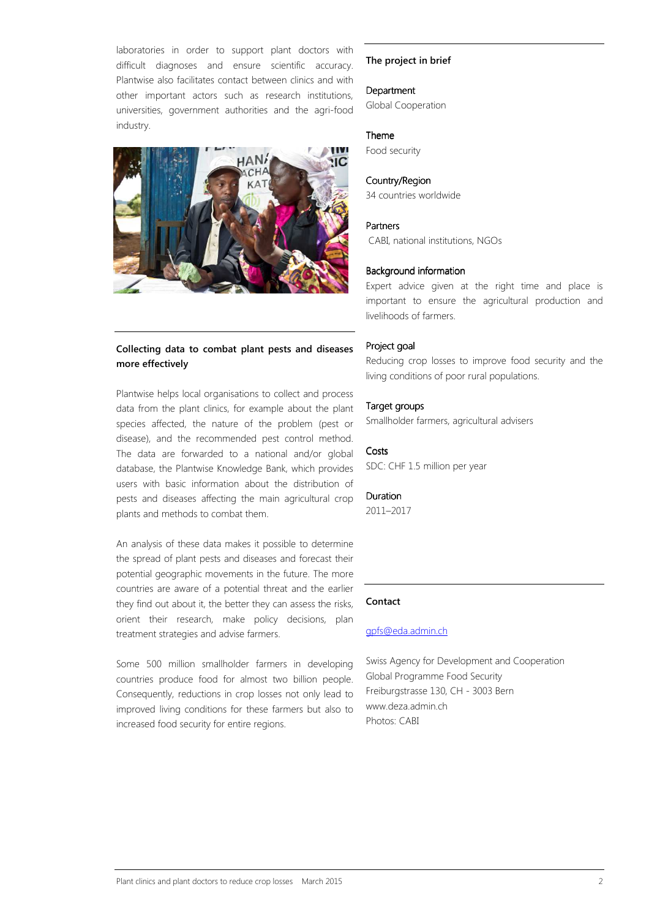laboratories in order to support plant doctors with difficult diagnoses and ensure scientific accuracy. Plantwise also facilitates contact between clinics and with other important actors such as research institutions, universities, government authorities and the agri-food industry.

## Collecting data to combat plant pests and diseases more effectively

Plantwise helps local organisations to collect and process data from the plant clinics, for example about the plant species affected, the nature of the problem (pest or disease), and the recommended pest control method. The data are forwarded to a national and/or global database, the Plantwise Knowledge Bank, which provides users with basic information about the distribution of pests and diseases affecting the main agricultural crop plants and methods to combat them.

An analysis of these data makes it possible to determine the spread of plant pests and diseases and forecast their potential geographic movements in the future. The more countries are aware of a potential threat and the earlier they find out about it, the better they can assess the risks, orient their research, make policy decisions, plan treatment strategies and advise farmers.

Some 500 million smallholder farmers in developing countries produce food for almost two billion people. Consequently, reductions in crop losses not only lead to improved living conditions for these farmers but also to increased food security for entire regions.

## The project in brief

**Department**
Global Cooperation

**Theme**
Food security

**Country/Region**
34 countries worldwide

**Partners**
CABI, national institutions, NGOs

**Background information**
Expert advice given at the right time and place is important to ensure the agricultural production and livelihoods of farmers.

**Project goal**
Reducing crop losses to improve food security and the living conditions of poor rural populations.

**Target groups**
Smallholder farmers, agricultural advisers

**Costs**
SDC: CHF 1.5 million per year

**Duration**
2011–2017

## Contact

gpfs@eda.admin.ch

Swiss Agency for Development and Cooperation
Global Programme Food Security
Freiburgstrasse 130, CH - 3003 Bern
www.deza.admin.ch
Photos: CABI